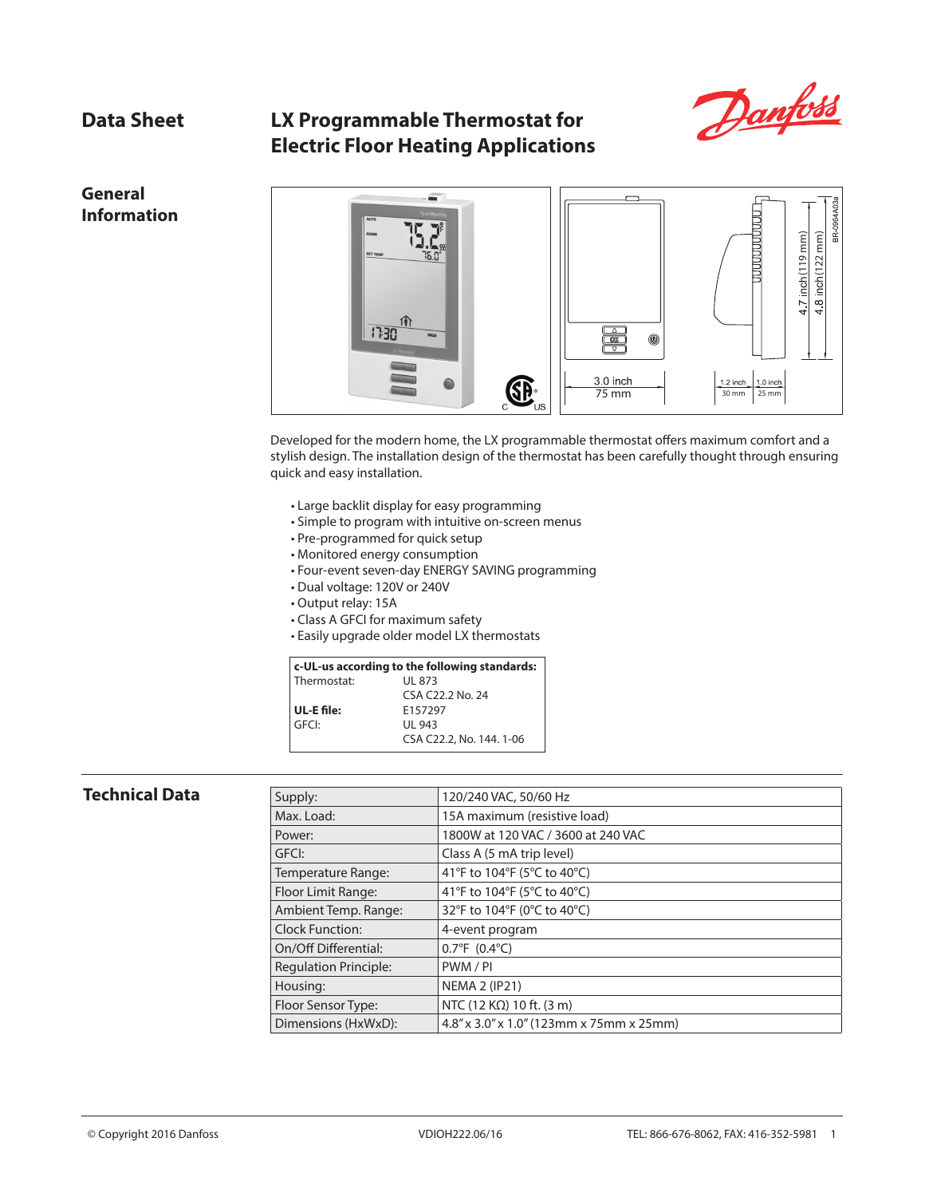# Data Sheet

# LX Programmable Thermostat for Electric Floor Heating Applications

## General Information

Developed for the modern home, the LX programmable thermostat offers maximum comfort and a stylish design. The installation design of the thermostat has been carefully thought through ensuring quick and easy installation.

- Large backlit display for easy programming
- Simple to program with intuitive on-screen menus
- Pre-programmed for quick setup
- Monitored energy consumption
- Four-event seven-day ENERGY SAVING programming
- Dual voltage: 120V or 240V
- Output relay: 15A
- Class A GFCI for maximum safety
- Easily upgrade older model LX thermostats

| **c-UL-us according to the following standards:** | |
|---|---|
| Thermostat: | UL 873 |
| | CSA C22.2 No. 24 |
| **UL-E file:** | E157297 |
| GFCI: | UL 943 |
| | CSA C22.2, No. 144. 1-06 |

## Technical Data

| | |
|---|---|
| Supply: | 120/240 VAC, 50/60 Hz |
| Max. Load: | 15A maximum (resistive load) |
| Power: | 1800W at 120 VAC / 3600 at 240 VAC |
| GFCI: | Class A (5 mA trip level) |
| Temperature Range: | 41°F to 104°F (5°C to 40°C) |
| Floor Limit Range: | 41°F to 104°F (5°C to 40°C) |
| Ambient Temp. Range: | 32°F to 104°F (0°C to 40°C) |
| Clock Function: | 4-event program |
| On/Off Differential: | 0.7°F (0.4°C) |
| Regulation Principle: | PWM / PI |
| Housing: | NEMA 2 (IP21) |
| Floor Sensor Type: | NTC (12 KΩ) 10 ft. (3 m) |
| Dimensions (HxWxD): | 4.8" x 3.0" x 1.0" (123mm x 75mm x 25mm) |

© Copyright 2016 Danfoss VDIOH222.06/16 TEL: 866-676-8062, FAX: 416-352-5981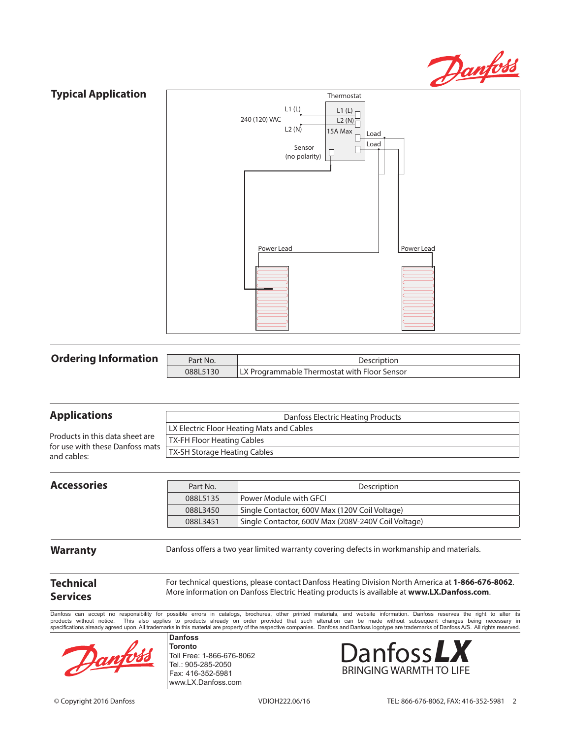## Typical Application

Thermostat

L1 (L)

240 (120) VAC

L2 (N)

L1 (L)

L2 (N)

15A Max

Load

Load

Sensor (no polarity)

Power Lead

Power Lead

## Ordering Information

| Part No. | Description |
|---|---|
| 088L5130 | LX Programmable Thermostat with Floor Sensor |

## Applications

Products in this data sheet are for use with these Danfoss mats and cables:

| Danfoss Electric Heating Products |
|---|
| LX Electric Floor Heating Mats and Cables |
| TX-FH Floor Heating Cables |
| TX-SH Storage Heating Cables |

## Accessories

| Part No. | Description |
|---|---|
| 088L5135 | Power Module with GFCI |
| 088L3450 | Single Contactor, 600V Max (120V Coil Voltage) |
| 088L3451 | Single Contactor, 600V Max (208V-240V Coil Voltage) |

## Warranty

Danfoss offers a two year limited warranty covering defects in workmanship and materials.

## Technical Services

For technical questions, please contact Danfoss Heating Division North America at **1-866-676-8062**. More information on Danfoss Electric Heating products is available at **www.LX.Danfoss.com**.

Danfoss can accept no responsibility for possible errors in catalogs, brochures, other printed materials, and website information. Danfoss reserves the right to alter its products without notice. This also applies to products already on order provided that such alteration can be made without subsequent changes being necessary in specifications already agreed upon. All trademarks in this material are property of the respective companies. Danfoss and Danfoss logotype are trademarks of Danfoss A/S. All rights reserved.

**Danfoss**
**Toronto**
Toll Free: 1-866-676-8062
Tel.: 905-285-2050
Fax: 416-352-5981
www.LX.Danfoss.com

Danfoss**LX**
BRINGING WARMTH TO LIFE

© Copyright 2016 Danfoss VDIOH222.06/16 TEL: 866-676-8062, FAX: 416-352-5981